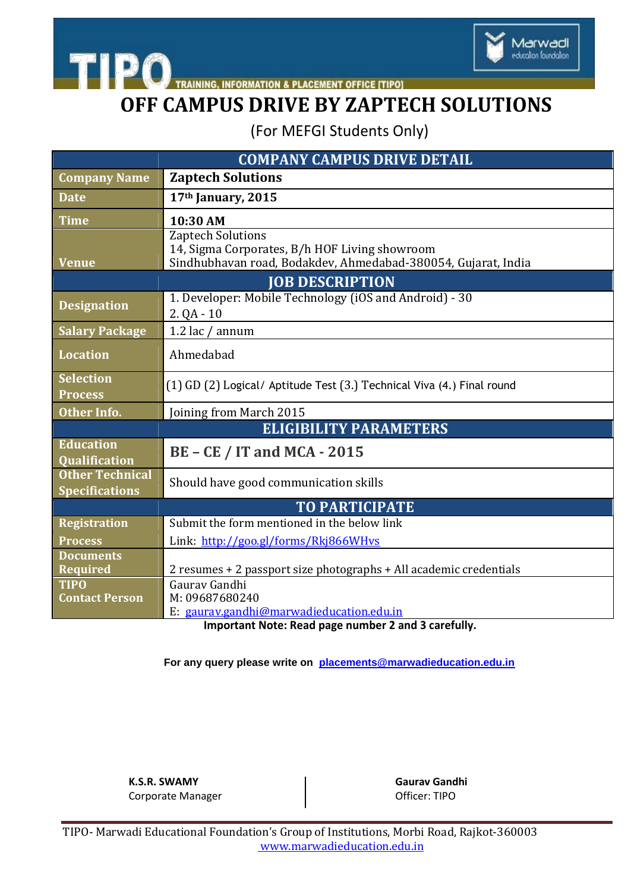TIPO — TRAINING, INFORMATION & PLACEMENT OFFICE [TIPO]

Marwadi education foundation

# OFF CAMPUS DRIVE BY ZAPTECH SOLUTIONS

(For MEFGI Students Only)

| COMPANY CAMPUS DRIVE DETAIL | |
|---|---|
| **Company Name** | **Zaptech Solutions** |
| **Date** | **17th January, 2015** |
| **Time** | **10:30 AM** |
| **Venue** | Zaptech Solutions<br>14, Sigma Corporates, B/h HOF Living showroom<br>Sindhubhavan road, Bodakdev, Ahmedabad-380054, Gujarat, India |
| **JOB DESCRIPTION** | |
| **Designation** | 1. Developer: Mobile Technology (iOS and Android) - 30<br>2. QA - 10 |
| **Salary Package** | 1.2 lac / annum |
| **Location** | Ahmedabad |
| **Selection Process** | (1) GD (2) Logical/ Aptitude Test (3.) Technical Viva (4.) Final round |
| **Other Info.** | Joining from March 2015 |
| **ELIGIBILITY PARAMETERS** | |
| **Education Qualification** | **BE – CE / IT and MCA - 2015** |
| **Other Technical Specifications** | Should have good communication skills |
| **TO PARTICIPATE** | |
| **Registration Process** | Submit the form mentioned in the below link<br>Link: http://goo.gl/forms/Rkj866WHvs |
| **Documents Required** | 2 resumes + 2 passport size photographs + All academic credentials |
| **TIPO Contact Person** | Gaurav Gandhi<br>M: 09687680240<br>E: gaurav.gandhi@marwadieducation.edu.in |

**Important Note: Read page number 2 and 3 carefully.**

**For any query please write on placements@marwadieducation.edu.in**

**K.S.R. SWAMY**
Corporate Manager

**Gaurav Gandhi**
Officer: TIPO

TIPO- Marwadi Educational Foundation's Group of Institutions, Morbi Road, Rajkot-360003
www.marwadieducation.edu.in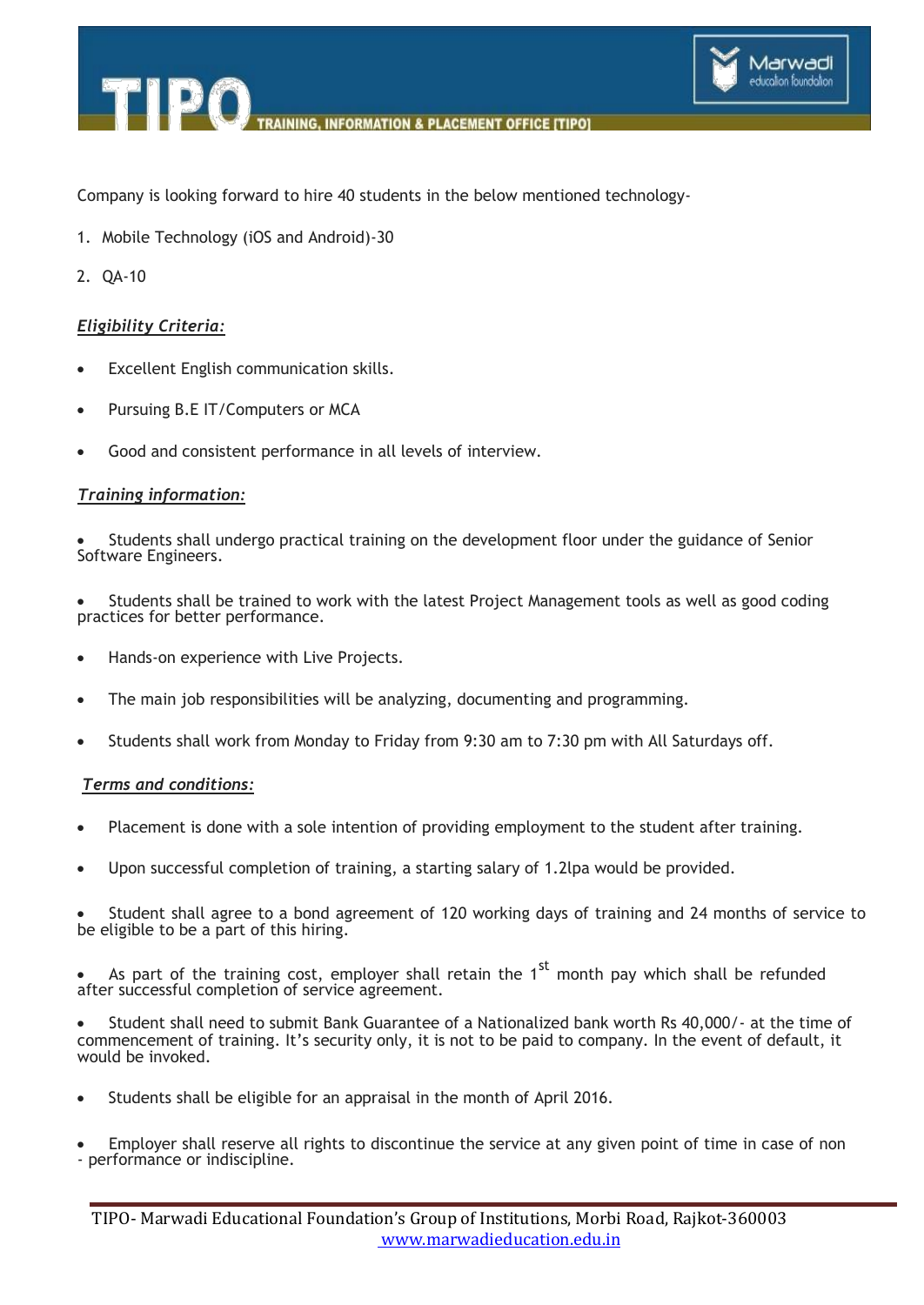Company is looking forward to hire 40 students in the below mentioned technology-

1. Mobile Technology (iOS and Android)-30
2. QA-10

***Eligibility Criteria:***

- Excellent English communication skills.
- Pursuing B.E IT/Computers or MCA
- Good and consistent performance in all levels of interview.

***Training information:***

- Students shall undergo practical training on the development floor under the guidance of Senior Software Engineers.
- Students shall be trained to work with the latest Project Management tools as well as good coding practices for better performance.
- Hands-on experience with Live Projects.
- The main job responsibilities will be analyzing, documenting and programming.
- Students shall work from Monday to Friday from 9:30 am to 7:30 pm with All Saturdays off.

***Terms and conditions:***

- Placement is done with a sole intention of providing employment to the student after training.
- Upon successful completion of training, a starting salary of 1.2lpa would be provided.
- Student shall agree to a bond agreement of 120 working days of training and 24 months of service to be eligible to be a part of this hiring.
- As part of the training cost, employer shall retain the 1st month pay which shall be refunded after successful completion of service agreement.
- Student shall need to submit Bank Guarantee of a Nationalized bank worth Rs 40,000/- at the time of commencement of training. It's security only, it is not to be paid to company. In the event of default, it would be invoked.
- Students shall be eligible for an appraisal in the month of April 2016.
- Employer shall reserve all rights to discontinue the service at any given point of time in case of non - performance or indiscipline.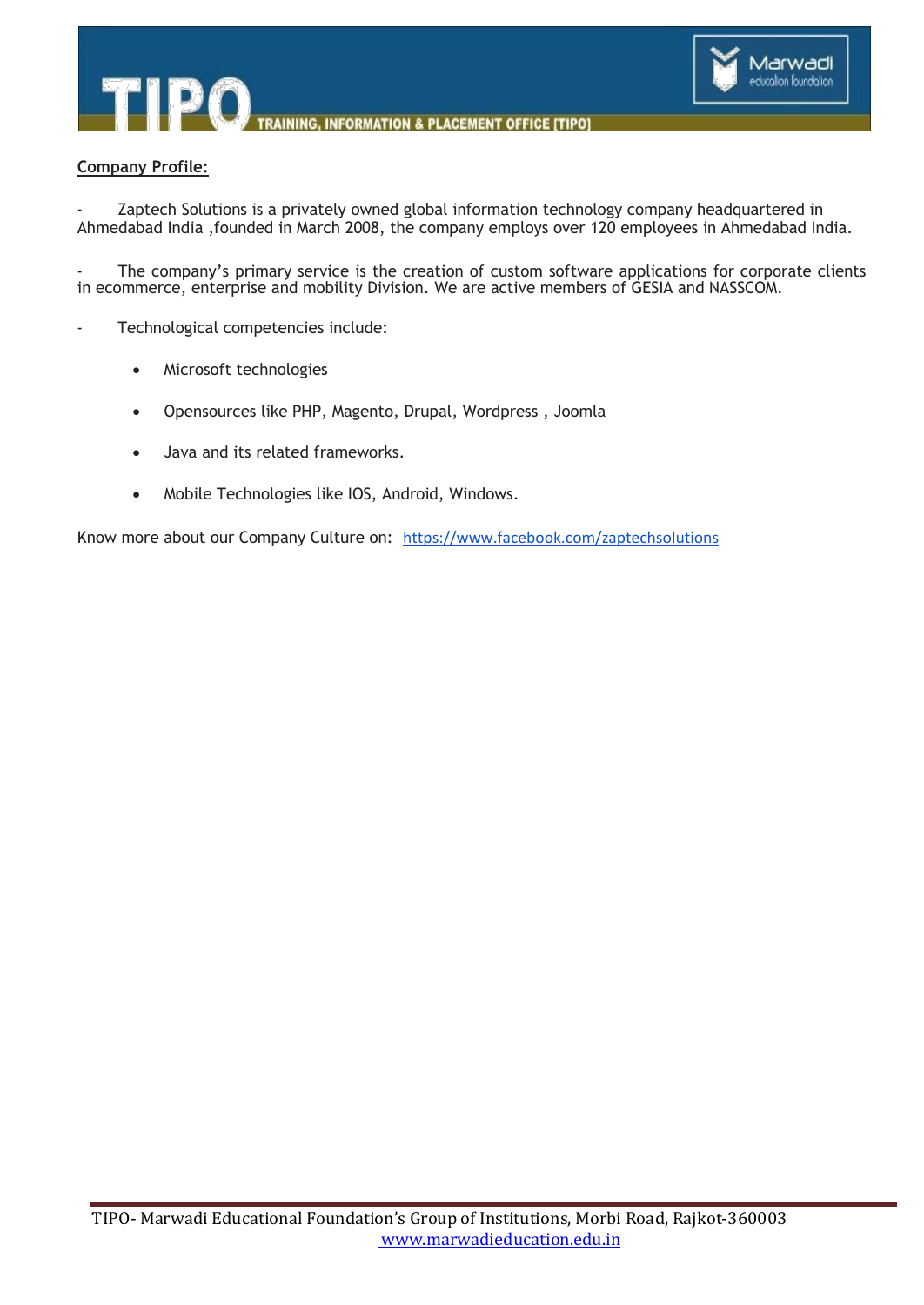**Company Profile:**

- Zaptech Solutions is a privately owned global information technology company headquartered in Ahmedabad India ,founded in March 2008, the company employs over 120 employees in Ahmedabad India.

- The company's primary service is the creation of custom software applications for corporate clients in ecommerce, enterprise and mobility Division. We are active members of GESIA and NASSCOM.

- Technological competencies include:

  - Microsoft technologies
  - Opensources like PHP, Magento, Drupal, Wordpress , Joomla
  - Java and its related frameworks.
  - Mobile Technologies like IOS, Android, Windows.

Know more about our Company Culture on: https://www.facebook.com/zaptechsolutions